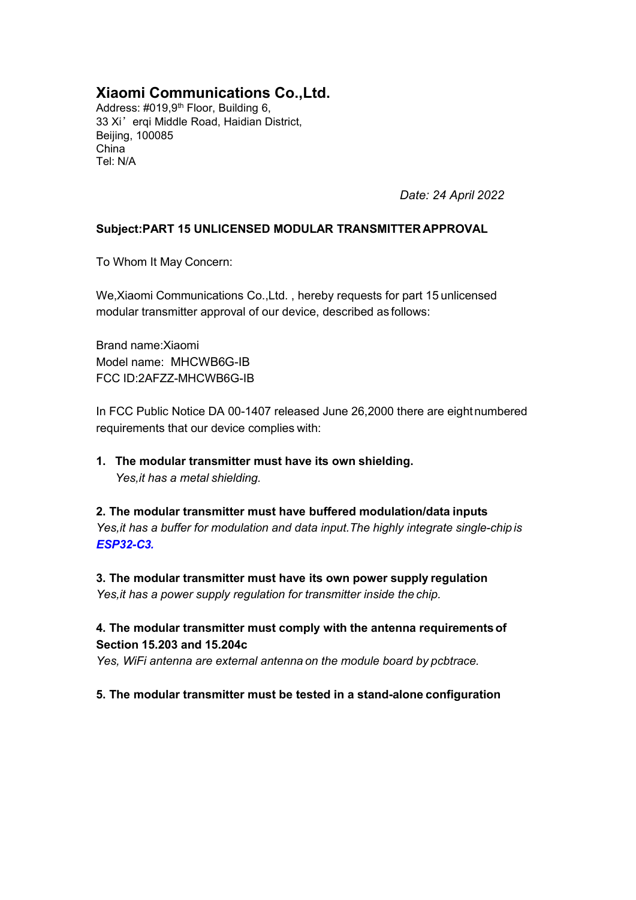# Xiaomi Communications Co.,Ltd.

Address: #019,9th Floor, Building 6,
33 Xi'erqi Middle Road, Haidian District,
Beijing, 100085
China
Tel: N/A

*Date: 24 April 2022*

**Subject:PART 15 UNLICENSED MODULAR TRANSMITTER APPROVAL**

To Whom It May Concern:

We,Xiaomi Communications Co.,Ltd. , hereby requests for part 15 unlicensed modular transmitter approval of our device, described as follows:

Brand name:Xiaomi
Model name: MHCWB6G-IB
FCC ID:2AFZZ-MHCWB6G-IB

In FCC Public Notice DA 00-1407 released June 26,2000 there are eight numbered requirements that our device complies with:

1. **The modular transmitter must have its own shielding.**
   *Yes,it has a metal shielding.*

**2. The modular transmitter must have buffered modulation/data inputs**
*Yes,it has a buffer for modulation and data input.The highly integrate single-chip is* ***ESP32-C3.***

**3. The modular transmitter must have its own power supply regulation**
*Yes,it has a power supply regulation for transmitter inside the chip.*

**4. The modular transmitter must comply with the antenna requirements of Section 15.203 and 15.204c**
*Yes, WiFi antenna are external antenna on the module board by pcbtrace.*

**5. The modular transmitter must be tested in a stand-alone configuration**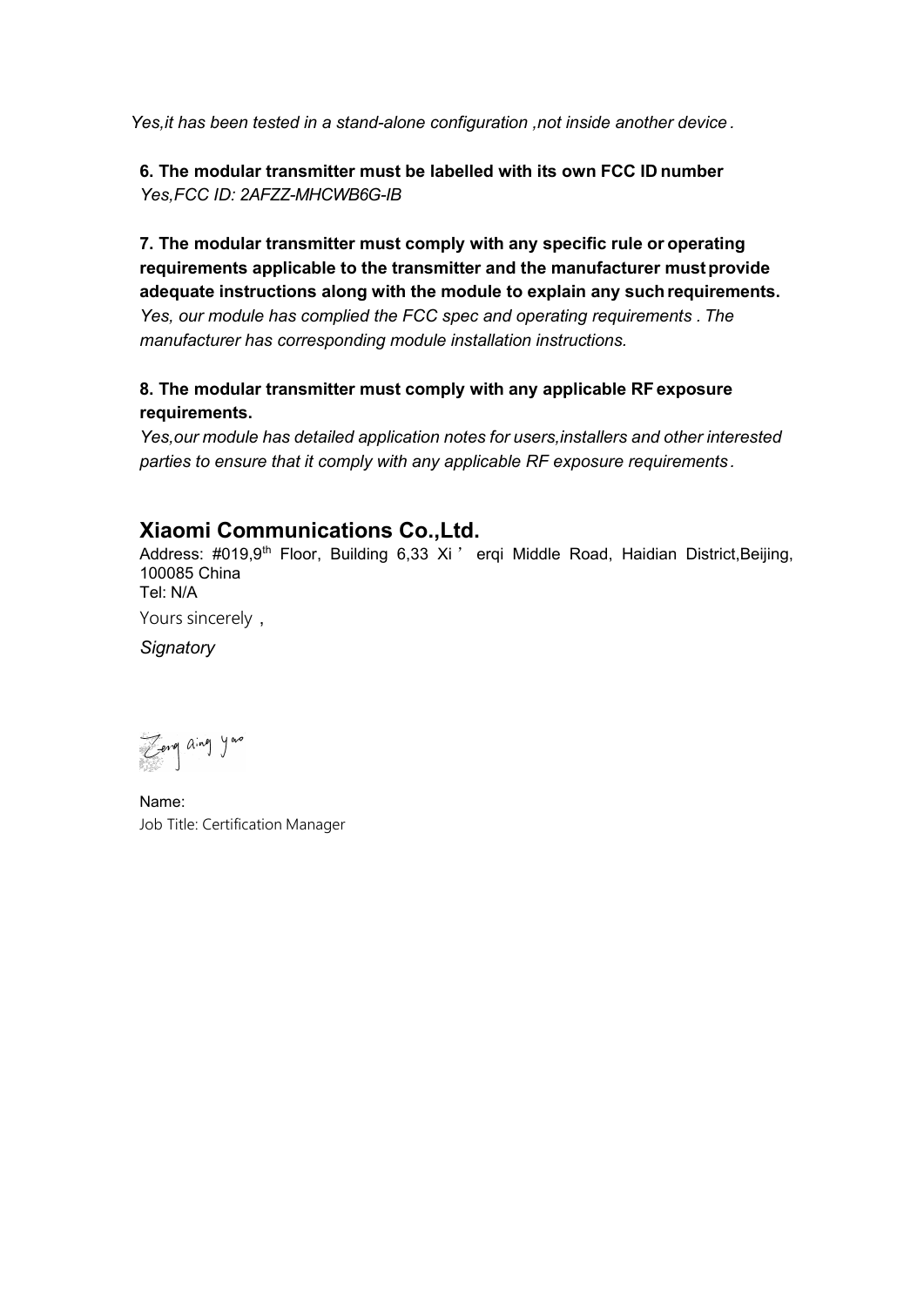*Yes,it has been tested in a stand-alone configuration ,not inside another device .*

**6. The modular transmitter must be labelled with its own FCC ID number**
*Yes,FCC ID: 2AFZZ-MHCWB6G-IB*

**7. The modular transmitter must comply with any specific rule or operating requirements applicable to the transmitter and the manufacturer must provide adequate instructions along with the module to explain any such requirements.**
*Yes, our module has complied the FCC spec and operating requirements . The manufacturer has corresponding module installation instructions.*

**8. The modular transmitter must comply with any applicable RF exposure requirements.**
*Yes,our module has detailed application notes for users,installers and other interested parties to ensure that it comply with any applicable RF exposure requirements .*

## Xiaomi Communications Co.,Ltd.

Address: #019,9th Floor, Building 6,33 Xi ’ erqi Middle Road, Haidian District,Beijing, 100085 China
Tel: N/A

Yours sincerely ,

*Signatory*

Zeng qing yao

Name:
Job Title: Certification Manager